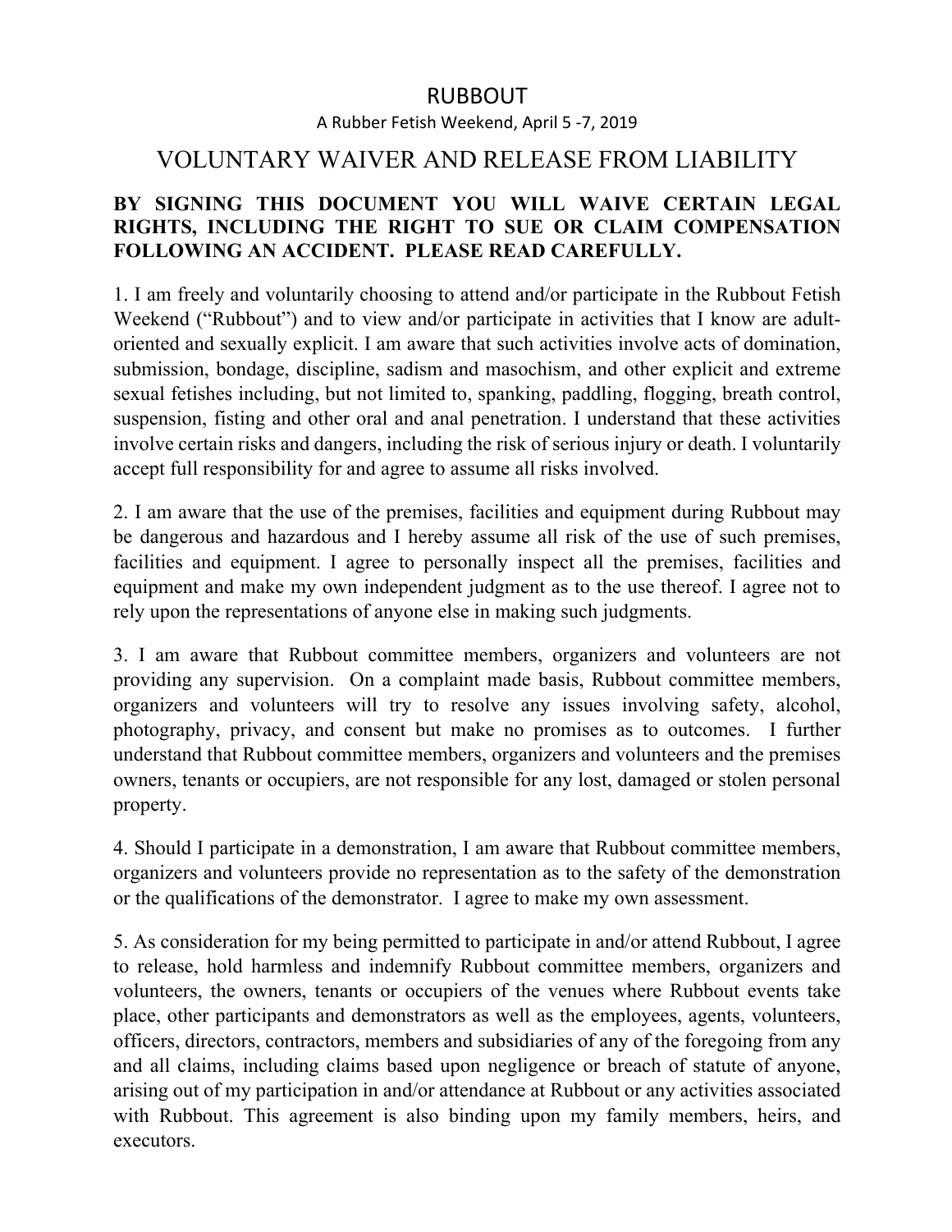# RUBBOUT

A Rubber Fetish Weekend, April 5 -7, 2019

## VOLUNTARY WAIVER AND RELEASE FROM LIABILITY

**BY SIGNING THIS DOCUMENT YOU WILL WAIVE CERTAIN LEGAL RIGHTS, INCLUDING THE RIGHT TO SUE OR CLAIM COMPENSATION FOLLOWING AN ACCIDENT. PLEASE READ CAREFULLY.**

1. I am freely and voluntarily choosing to attend and/or participate in the Rubbout Fetish Weekend ("Rubbout") and to view and/or participate in activities that I know are adult-oriented and sexually explicit. I am aware that such activities involve acts of domination, submission, bondage, discipline, sadism and masochism, and other explicit and extreme sexual fetishes including, but not limited to, spanking, paddling, flogging, breath control, suspension, fisting and other oral and anal penetration. I understand that these activities involve certain risks and dangers, including the risk of serious injury or death. I voluntarily accept full responsibility for and agree to assume all risks involved.

2. I am aware that the use of the premises, facilities and equipment during Rubbout may be dangerous and hazardous and I hereby assume all risk of the use of such premises, facilities and equipment. I agree to personally inspect all the premises, facilities and equipment and make my own independent judgment as to the use thereof. I agree not to rely upon the representations of anyone else in making such judgments.

3. I am aware that Rubbout committee members, organizers and volunteers are not providing any supervision. On a complaint made basis, Rubbout committee members, organizers and volunteers will try to resolve any issues involving safety, alcohol, photography, privacy, and consent but make no promises as to outcomes. I further understand that Rubbout committee members, organizers and volunteers and the premises owners, tenants or occupiers, are not responsible for any lost, damaged or stolen personal property.

4. Should I participate in a demonstration, I am aware that Rubbout committee members, organizers and volunteers provide no representation as to the safety of the demonstration or the qualifications of the demonstrator. I agree to make my own assessment.

5. As consideration for my being permitted to participate in and/or attend Rubbout, I agree to release, hold harmless and indemnify Rubbout committee members, organizers and volunteers, the owners, tenants or occupiers of the venues where Rubbout events take place, other participants and demonstrators as well as the employees, agents, volunteers, officers, directors, contractors, members and subsidiaries of any of the foregoing from any and all claims, including claims based upon negligence or breach of statute of anyone, arising out of my participation in and/or attendance at Rubbout or any activities associated with Rubbout. This agreement is also binding upon my family members, heirs, and executors.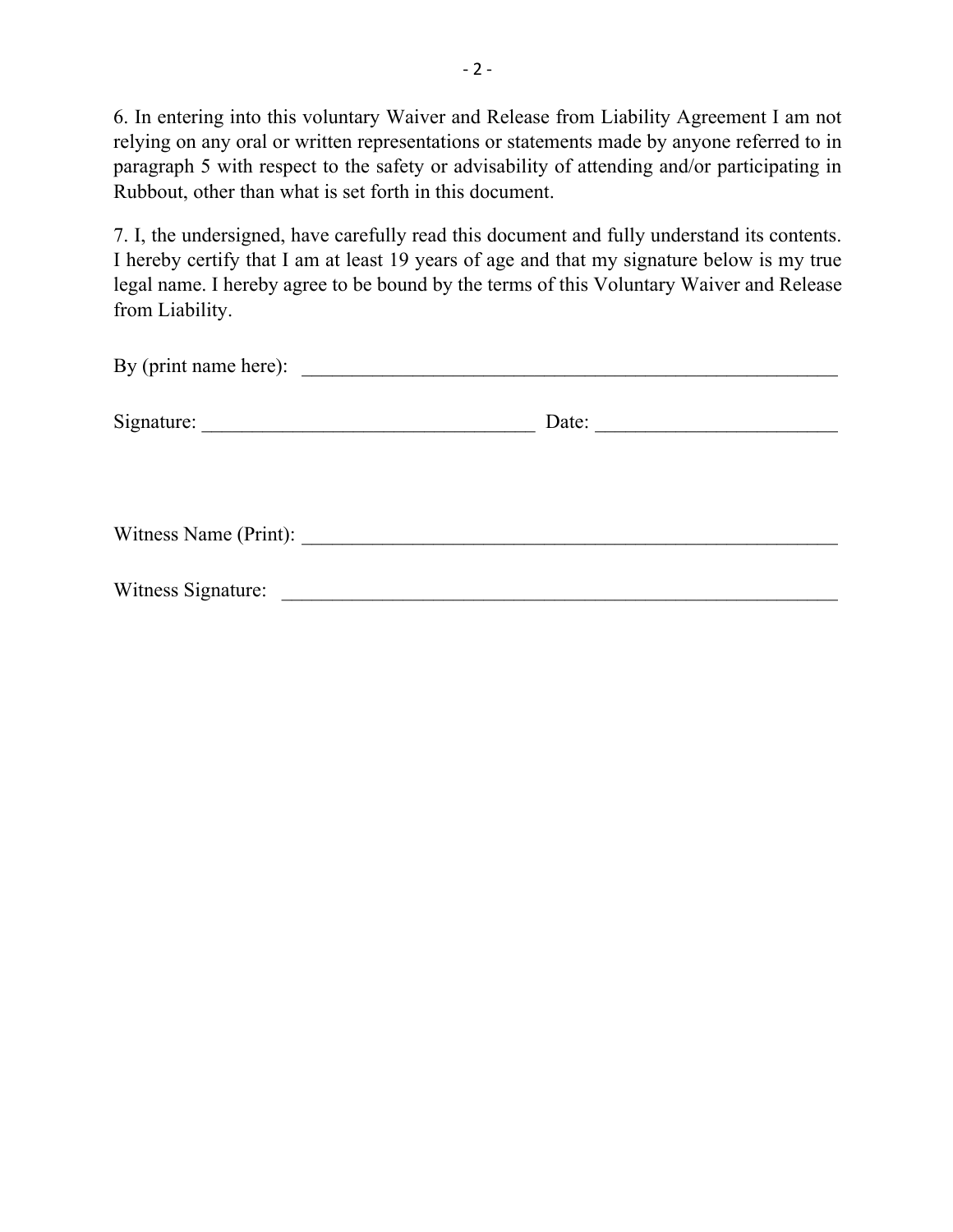6. In entering into this voluntary Waiver and Release from Liability Agreement I am not relying on any oral or written representations or statements made by anyone referred to in paragraph 5 with respect to the safety or advisability of attending and/or participating in Rubbout, other than what is set forth in this document.

7. I, the undersigned, have carefully read this document and fully understand its contents. I hereby certify that I am at least 19 years of age and that my signature below is my true legal name. I hereby agree to be bound by the terms of this Voluntary Waiver and Release from Liability.

By (print name here): ________________________________________________________

Signature: _________________________________ Date: ________________________

Witness Name (Print): ________________________________________________________

Witness Signature: __________________________________________________________